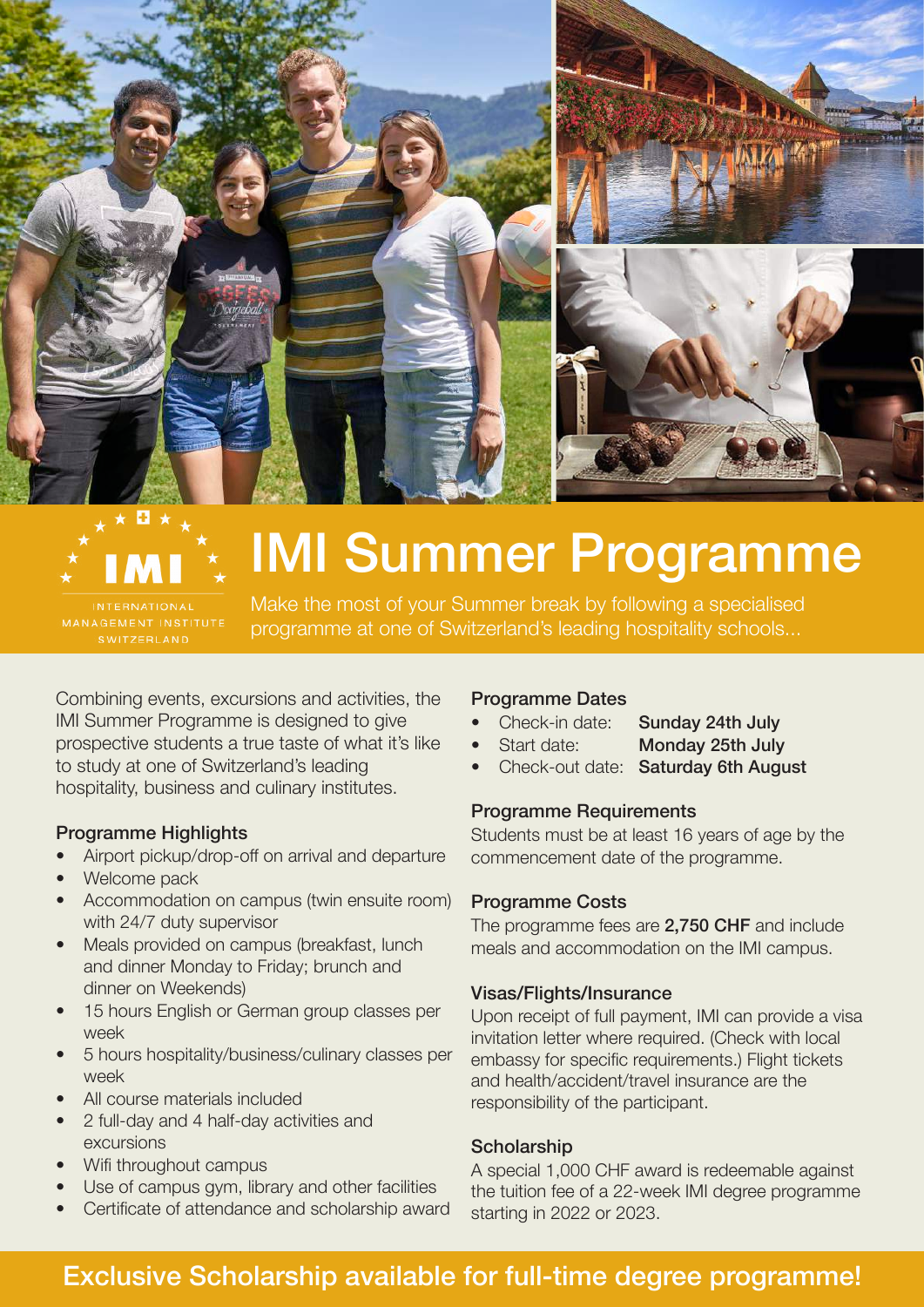INTERNATIONAL MANAGEMENT INSTITUTE SWITZERLAND

# IMI Summer Programme

Make the most of your Summer break by following a specialised programme at one of Switzerland's leading hospitality schools...

Combining events, excursions and activities, the IMI Summer Programme is designed to give prospective students a true taste of what it's like to study at one of Switzerland's leading hospitality, business and culinary institutes.

### Programme Highlights

- Airport pickup/drop-off on arrival and departure
- Welcome pack
- Accommodation on campus (twin ensuite room) with 24/7 duty supervisor
- Meals provided on campus (breakfast, lunch and dinner Monday to Friday; brunch and dinner on Weekends)
- 15 hours English or German group classes per week
- 5 hours hospitality/business/culinary classes per week
- All course materials included
- 2 full-day and 4 half-day activities and excursions
- Wifi throughout campus
- Use of campus gym, library and other facilities
- Certificate of attendance and scholarship award

### Programme Dates

- Check-in date: **Sunday 24th July**
- Start date: **Monday 25th July**
- Check-out date: **Saturday 6th August**

### Programme Requirements

Students must be at least 16 years of age by the commencement date of the programme.

### Programme Costs

The programme fees are **2,750 CHF** and include meals and accommodation on the IMI campus.

### Visas/Flights/Insurance

Upon receipt of full payment, IMI can provide a visa invitation letter where required. (Check with local embassy for specific requirements.) Flight tickets and health/accident/travel insurance are the responsibility of the participant.

### Scholarship

A special 1,000 CHF award is redeemable against the tuition fee of a 22-week IMI degree programme starting in 2022 or 2023.

## Exclusive Scholarship available for full-time degree programme!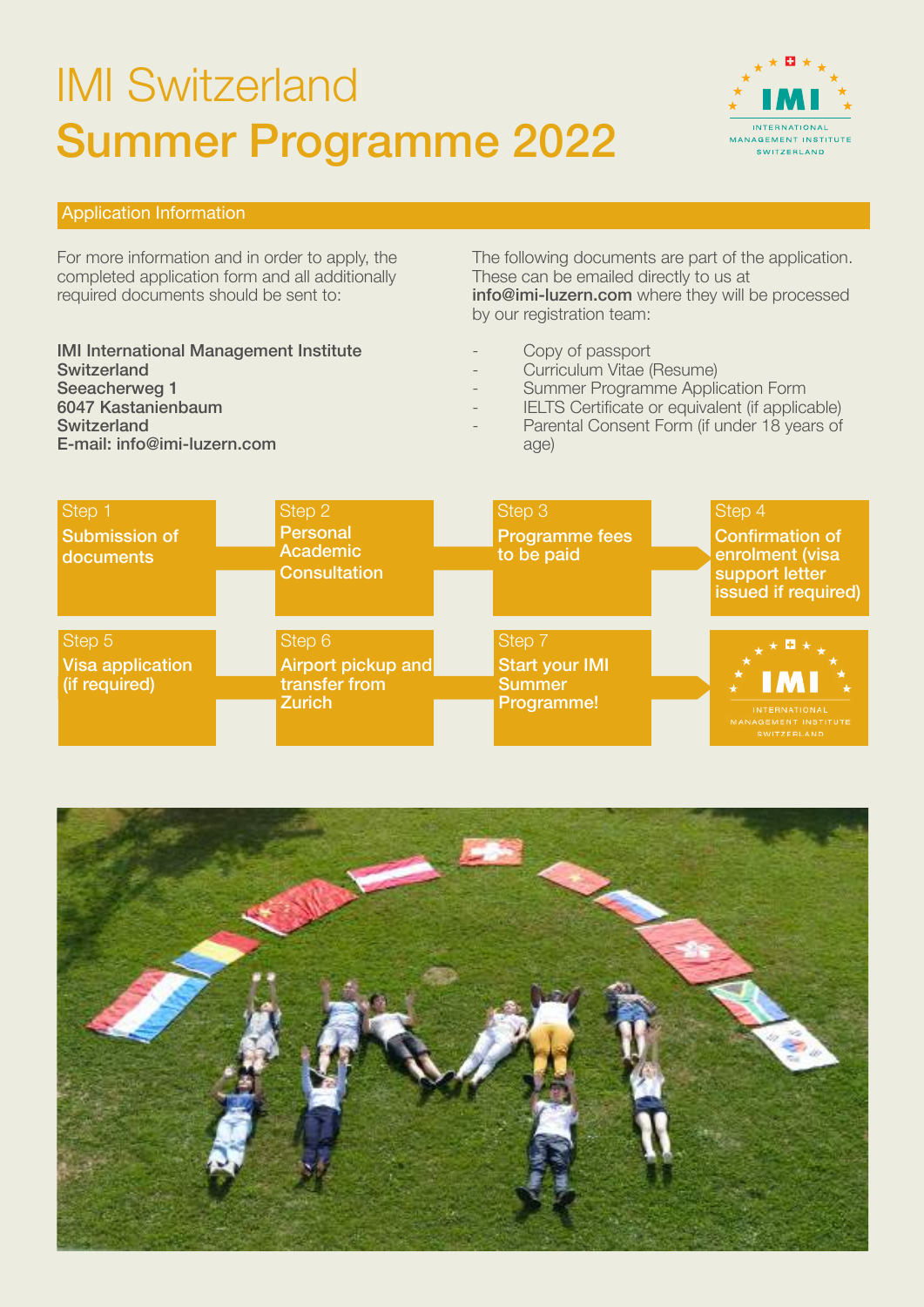# IMI Switzerland
# Summer Programme 2022

## Application Information

For more information and in order to apply, the completed application form and all additionally required documents should be sent to:

**IMI International Management Institute Switzerland**
**Seeacherweg 1**
**6047 Kastanienbaum**
**Switzerland**
**E-mail: info@imi-luzern.com**

The following documents are part of the application. These can be emailed directly to us at **info@imi-luzern.com** where they will be processed by our registration team:

- Copy of passport
- Curriculum Vitae (Resume)
- Summer Programme Application Form
- IELTS Certificate or equivalent (if applicable)
- Parental Consent Form (if under 18 years of age)

Step 1
**Submission of documents**

Step 2
**Personal Academic Consultation**

Step 3
**Programme fees to be paid**

Step 4
**Confirmation of enrolment (visa support letter issued if required)**

Step 5
**Visa application (if required)**

Step 6
**Airport pickup and transfer from Zurich**

Step 7
**Start your IMI Summer Programme!**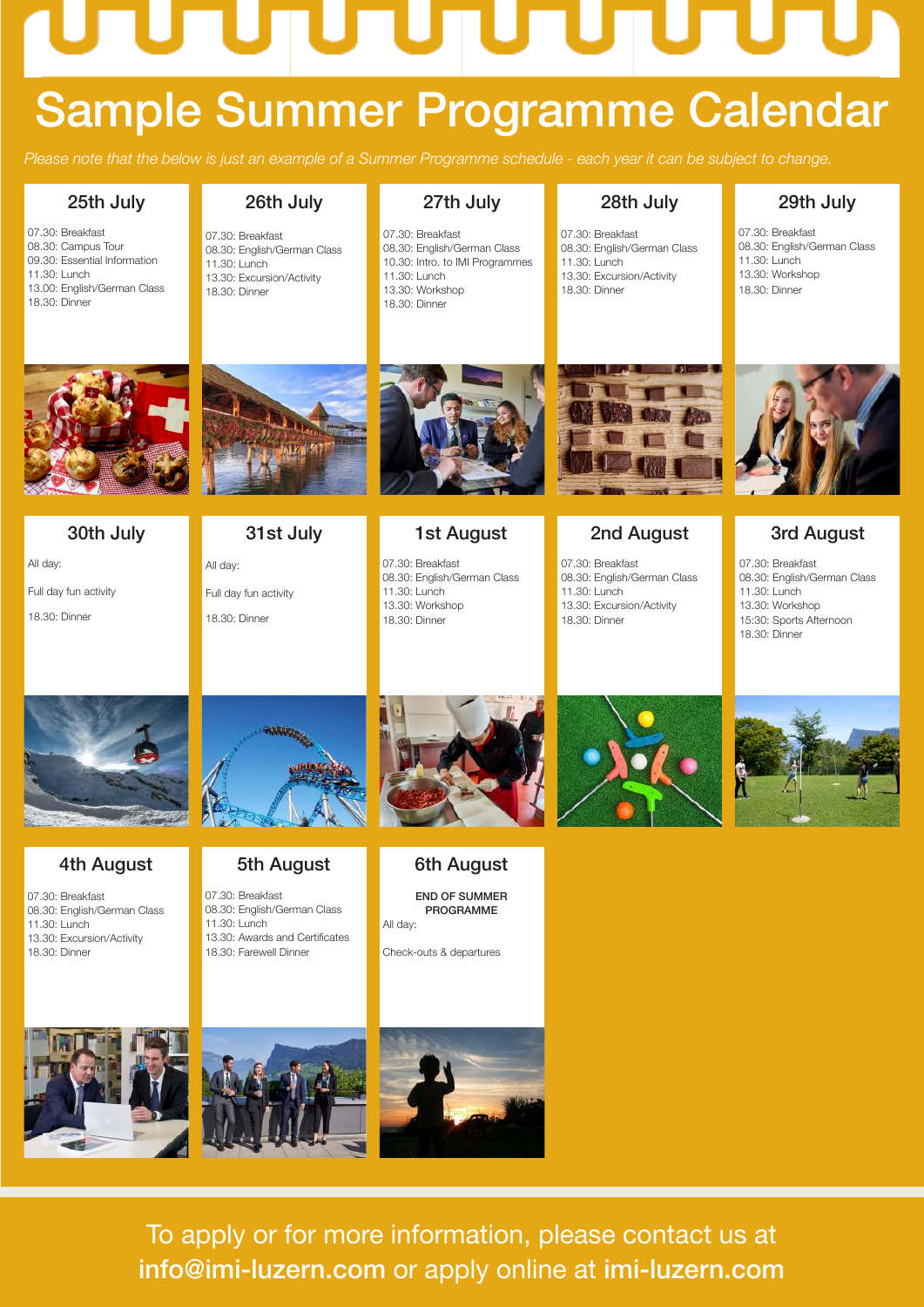# Sample Summer Programme Calendar

*Please note that the below is just an example of a Summer Programme schedule - each year it can be subject to change.*

## 25th July

07.30: Breakfast
08.30: Campus Tour
09.30: Essential Information
11.30: Lunch
13.00: English/German Class
18.30: Dinner

## 26th July

07.30: Breakfast
08.30: English/German Class
11.30: Lunch
13.30: Excursion/Activity
18.30: Dinner

## 27th July

07.30: Breakfast
08.30: English/German Class
10.30: Intro. to IMI Programmes
11.30: Lunch
13.30: Workshop
18.30: Dinner

## 28th July

07.30: Breakfast
08.30: English/German Class
11.30: Lunch
13.30: Excursion/Activity
18.30: Dinner

## 29th July

07.30: Breakfast
08.30: English/German Class
11.30: Lunch
13.30: Workshop
18.30: Dinner

## 30th July

All day:

Full day fun activity

18.30: Dinner

## 31st July

All day:

Full day fun activity

18.30: Dinner

## 1st August

07.30: Breakfast
08.30: English/German Class
11.30: Lunch
13.30: Workshop
18.30: Dinner

## 2nd August

07.30: Breakfast
08.30: English/German Class
11.30: Lunch
13.30: Excursion/Activity
18.30: Dinner

## 3rd August

07.30: Breakfast
08.30: English/German Class
11.30: Lunch
13.30: Workshop
15:30: Sports Afternoon
18.30: Dinner

## 4th August

07.30: Breakfast
08.30: English/German Class
11.30: Lunch
13.30: Excursion/Activity
18.30: Dinner

## 5th August

07.30: Breakfast
08.30: English/German Class
11.30: Lunch
13.30: Awards and Certificates
18.30: Farewell Dinner

## 6th August

**END OF SUMMER PROGRAMME**

All day:

Check-outs & departures

To apply or for more information, please contact us at **info@imi-luzern.com** or apply online at **imi-luzern.com**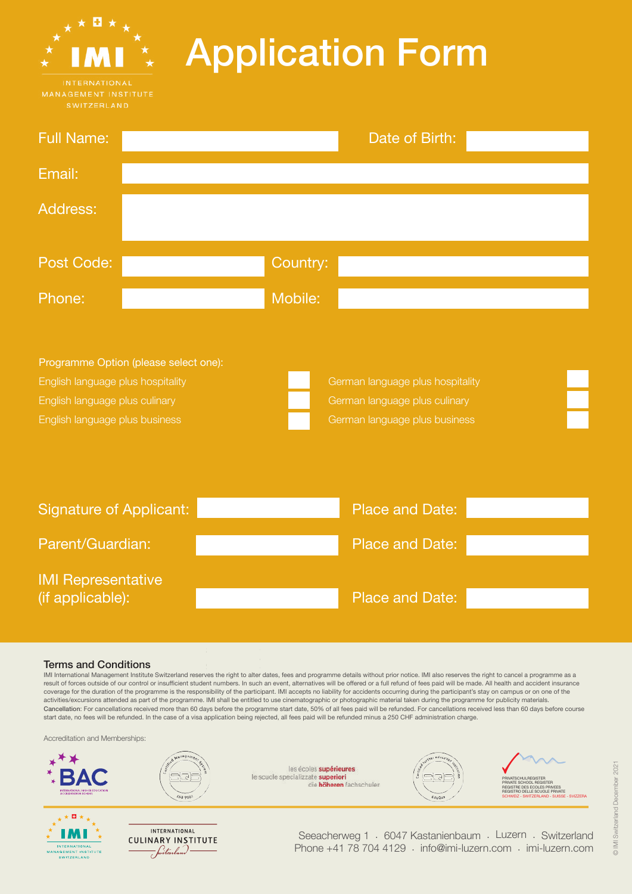IMI INTERNATIONAL MANAGEMENT INSTITUTE SWITZERLAND

# Application Form

Full Name: 

Date of Birth: 

Email: 

Address: 

Post Code: 

Country: 

Phone: 

Mobile: 

Programme Option (please select one):

| | | | |
|---|---|---|---|
| English language plus hospitality | ☐ | German language plus hospitality | ☐ |
| English language plus culinary | ☐ | German language plus culinary | ☐ |
| English language plus business | ☐ | German language plus business | ☐ |

Signature of Applicant: 

Place and Date: 

Parent/Guardian: 

Place and Date: 

IMI Representative (if applicable): 

Place and Date: 

## Terms and Conditions

IMI International Management Institute Switzerland reserves the right to alter dates, fees and programme details without prior notice. IMI also reserves the right to cancel a programme as a result of forces outside of our control or insufficient student numbers. In such an event, alternatives will be offered or a full refund of fees paid will be made. All health and accident insurance coverage for the duration of the programme is the responsibility of the participant. IMI accepts no liability for accidents occurring during the participant's stay on campus or on one of the activities/excursions attended as part of the programme. IMI shall be entitled to use cinematographic or photographic material taken during the programme for publicity materials.

**Cancellation**: For cancellations received more than 60 days before the programme start date, 50% of all fees paid will be refunded. For cancellations received less than 60 days before course start date, no fees will be refunded. In the case of a visa application being rejected, all fees paid will be refunded minus a 250 CHF administration charge.

Accreditation and Memberships:

BAC International Higher Education Accreditation Scheme

Certified Management System SQS ISO 9001

les écoles supérieures
le scuole specializzate superiori
die höheren fachschulen

Certified further education institution SQS EduQua

PRIVATSCHULREGISTER
PRIVATE SCHOOL REGISTER
REGISTRE DES ECOLES PRIVEES
REGISTRO DELLE SCUOLE PRIVATE
SCHWEIZ - SWITZERLAND - SUISSE - SVIZZERA

IMI International Management Institute Switzerland

International Culinary Institute Switzerland

Seeacherweg 1 . 6047 Kastanienbaum . Luzern . Switzerland
Phone +41 78 704 4129 . info@imi-luzern.com . imi-luzern.com

© IMI Switzerland December 2021